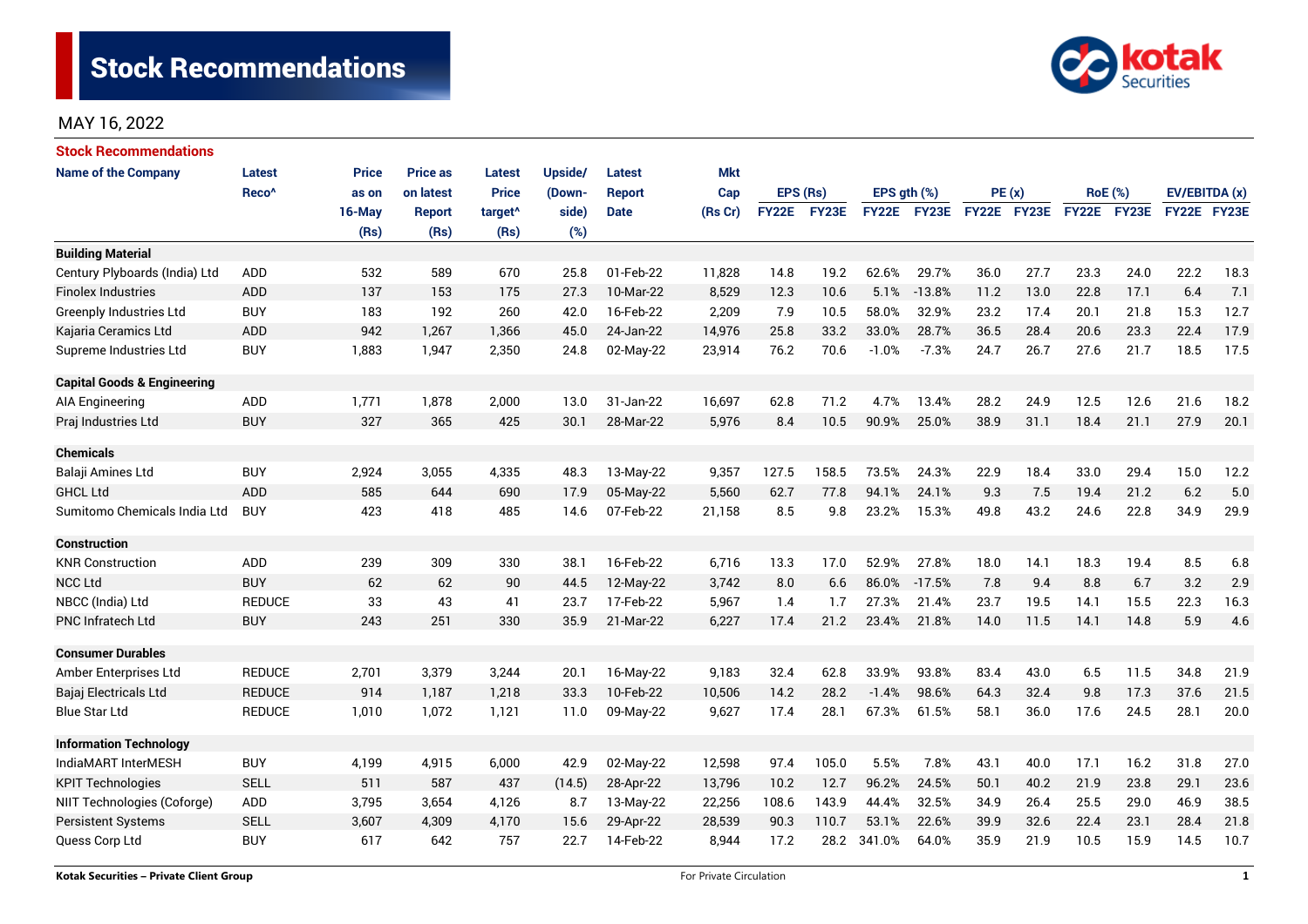# Stock Recommendations

MAY 16, 2022

## Stock Recommendations

| Name of the Company | Latest Reco^ | Price as on 16-May (Rs) | Price as on latest Report (Rs) | Latest Price target^ (Rs) | Upside/ (Down-side) (%) | Latest Report Date | Mkt Cap (Rs Cr) | EPS (Rs) | | EPS gth (%) | | PE (x) | | RoE (%) | | EV/EBITDA (x) | |
|---|---|---|---|---|---|---|---|---|---|---|---|---|---|---|---|---|---|
| | | | | | | | | FY22E | FY23E | FY22E | FY23E | FY22E | FY23E | FY22E | FY23E | FY22E | FY23E |
| **Building Material** | | | | | | | | | | | | | | | | | |
| Century Plyboards (India) Ltd | ADD | 532 | 589 | 670 | 25.8 | 01-Feb-22 | 11,828 | 14.8 | 19.2 | 62.6% | 29.7% | 36.0 | 27.7 | 23.3 | 24.0 | 22.2 | 18.3 |
| Finolex Industries | ADD | 137 | 153 | 175 | 27.3 | 10-Mar-22 | 8,529 | 12.3 | 10.6 | 5.1% | -13.8% | 11.2 | 13.0 | 22.8 | 17.1 | 6.4 | 7.1 |
| Greenply Industries Ltd | BUY | 183 | 192 | 260 | 42.0 | 16-Feb-22 | 2,209 | 7.9 | 10.5 | 58.0% | 32.9% | 23.2 | 17.4 | 20.1 | 21.8 | 15.3 | 12.7 |
| Kajaria Ceramics Ltd | ADD | 942 | 1,267 | 1,366 | 45.0 | 24-Jan-22 | 14,976 | 25.8 | 33.2 | 33.0% | 28.7% | 36.5 | 28.4 | 20.6 | 23.3 | 22.4 | 17.9 |
| Supreme Industries Ltd | BUY | 1,883 | 1,947 | 2,350 | 24.8 | 02-May-22 | 23,914 | 76.2 | 70.6 | -1.0% | -7.3% | 24.7 | 26.7 | 27.6 | 21.7 | 18.5 | 17.5 |
| **Capital Goods & Engineering** | | | | | | | | | | | | | | | | | |
| AIA Engineering | ADD | 1,771 | 1,878 | 2,000 | 13.0 | 31-Jan-22 | 16,697 | 62.8 | 71.2 | 4.7% | 13.4% | 28.2 | 24.9 | 12.5 | 12.6 | 21.6 | 18.2 |
| Praj Industries Ltd | BUY | 327 | 365 | 425 | 30.1 | 28-Mar-22 | 5,976 | 8.4 | 10.5 | 90.9% | 25.0% | 38.9 | 31.1 | 18.4 | 21.1 | 27.9 | 20.1 |
| **Chemicals** | | | | | | | | | | | | | | | | | |
| Balaji Amines Ltd | BUY | 2,924 | 3,055 | 4,335 | 48.3 | 13-May-22 | 9,357 | 127.5 | 158.5 | 73.5% | 24.3% | 22.9 | 18.4 | 33.0 | 29.4 | 15.0 | 12.2 |
| GHCL Ltd | ADD | 585 | 644 | 690 | 17.9 | 05-May-22 | 5,560 | 62.7 | 77.8 | 94.1% | 24.1% | 9.3 | 7.5 | 19.4 | 21.2 | 6.2 | 5.0 |
| Sumitomo Chemicals India Ltd | BUY | 423 | 418 | 485 | 14.6 | 07-Feb-22 | 21,158 | 8.5 | 9.8 | 23.2% | 15.3% | 49.8 | 43.2 | 24.6 | 22.8 | 34.9 | 29.9 |
| **Construction** | | | | | | | | | | | | | | | | | |
| KNR Construction | ADD | 239 | 309 | 330 | 38.1 | 16-Feb-22 | 6,716 | 13.3 | 17.0 | 52.9% | 27.8% | 18.0 | 14.1 | 18.3 | 19.4 | 8.5 | 6.8 |
| NCC Ltd | BUY | 62 | 62 | 90 | 44.5 | 12-May-22 | 3,742 | 8.0 | 6.6 | 86.0% | -17.5% | 7.8 | 9.4 | 8.8 | 6.7 | 3.2 | 2.9 |
| NBCC (India) Ltd | REDUCE | 33 | 43 | 41 | 23.7 | 17-Feb-22 | 5,967 | 1.4 | 1.7 | 27.3% | 21.4% | 23.7 | 19.5 | 14.1 | 15.5 | 22.3 | 16.3 |
| PNC Infratech Ltd | BUY | 243 | 251 | 330 | 35.9 | 21-Mar-22 | 6,227 | 17.4 | 21.2 | 23.4% | 21.8% | 14.0 | 11.5 | 14.1 | 14.8 | 5.9 | 4.6 |
| **Consumer Durables** | | | | | | | | | | | | | | | | | |
| Amber Enterprises Ltd | REDUCE | 2,701 | 3,379 | 3,244 | 20.1 | 16-May-22 | 9,183 | 32.4 | 62.8 | 33.9% | 93.8% | 83.4 | 43.0 | 6.5 | 11.5 | 34.8 | 21.9 |
| Bajaj Electricals Ltd | REDUCE | 914 | 1,187 | 1,218 | 33.3 | 10-Feb-22 | 10,506 | 14.2 | 28.2 | -1.4% | 98.6% | 64.3 | 32.4 | 9.8 | 17.3 | 37.6 | 21.5 |
| Blue Star Ltd | REDUCE | 1,010 | 1,072 | 1,121 | 11.0 | 09-May-22 | 9,627 | 17.4 | 28.1 | 67.3% | 61.5% | 58.1 | 36.0 | 17.6 | 24.5 | 28.1 | 20.0 |
| **Information Technology** | | | | | | | | | | | | | | | | | |
| IndiaMART InterMESH | BUY | 4,199 | 4,915 | 6,000 | 42.9 | 02-May-22 | 12,598 | 97.4 | 105.0 | 5.5% | 7.8% | 43.1 | 40.0 | 17.1 | 16.2 | 31.8 | 27.0 |
| KPIT Technologies | SELL | 511 | 587 | 437 | (14.5) | 28-Apr-22 | 13,796 | 10.2 | 12.7 | 96.2% | 24.5% | 50.1 | 40.2 | 21.9 | 23.8 | 29.1 | 23.6 |
| NIIT Technologies (Coforge) | ADD | 3,795 | 3,654 | 4,126 | 8.7 | 13-May-22 | 22,256 | 108.6 | 143.9 | 44.4% | 32.5% | 34.9 | 26.4 | 25.5 | 29.0 | 46.9 | 38.5 |
| Persistent Systems | SELL | 3,607 | 4,309 | 4,170 | 15.6 | 29-Apr-22 | 28,539 | 90.3 | 110.7 | 53.1% | 22.6% | 39.9 | 32.6 | 22.4 | 23.1 | 28.4 | 21.8 |
| Quess Corp Ltd | BUY | 617 | 642 | 757 | 22.7 | 14-Feb-22 | 8,944 | 17.2 | 28.2 | 341.0% | 64.0% | 35.9 | 21.9 | 10.5 | 15.9 | 14.5 | 10.7 |

Kotak Securities – Private Client Group

For Private Circulation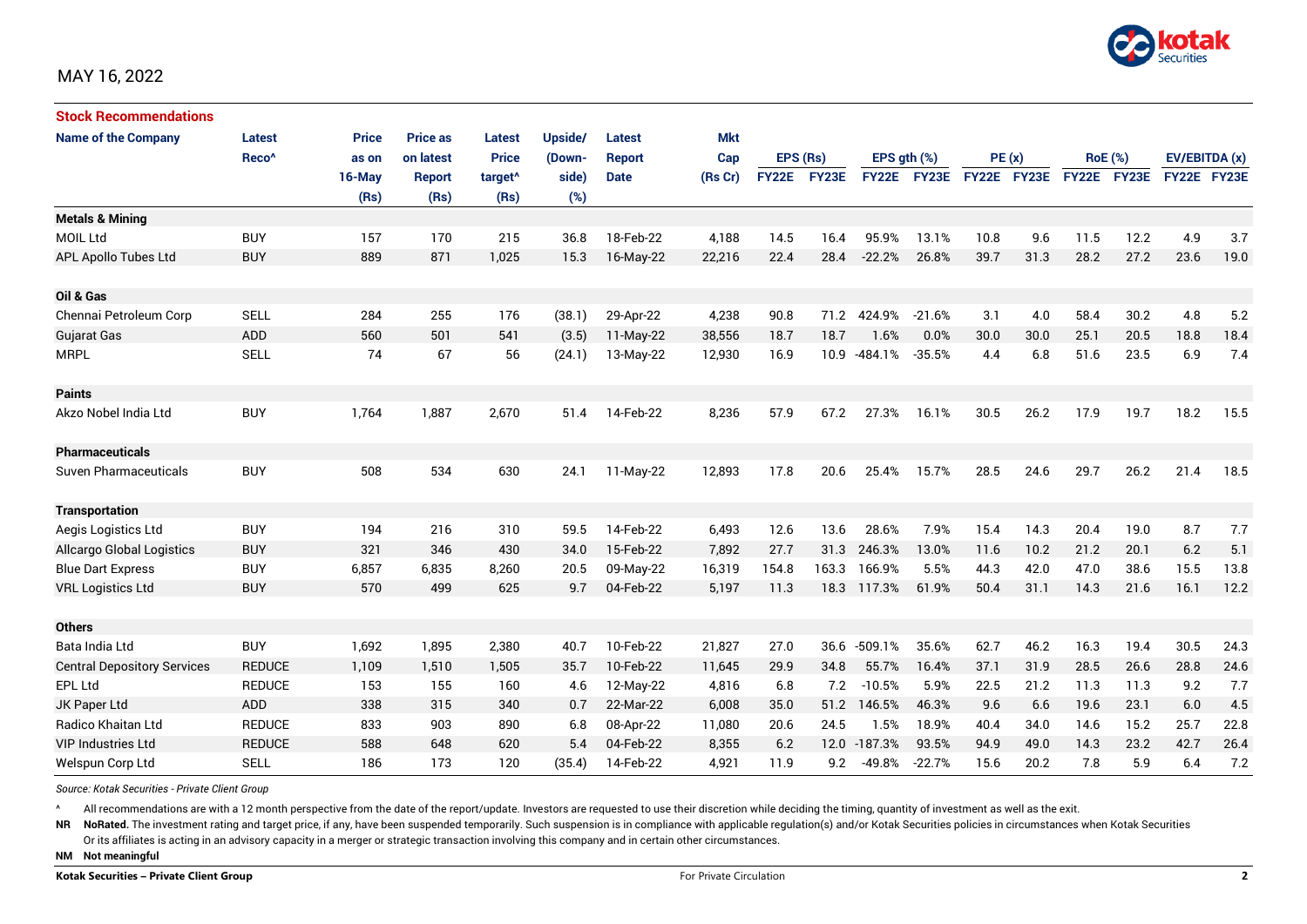MAY 16, 2022

**Stock Recommendations**

| Name of the Company | Latest Reco^ | Price as on 16-May (Rs) | Price as on latest Report (Rs) | Latest Price target^ (Rs) | Upside/ (Down-side) (%) | Latest Report Date | Mkt Cap (Rs Cr) | EPS (Rs) | | EPS gth (%) | | PE (x) | | RoE (%) | | EV/EBITDA (x) | |
|---|---|---|---|---|---|---|---|---|---|---|---|---|---|---|---|---|---|
| | | | | | | | | FY22E | FY23E | FY22E | FY23E | FY22E | FY23E | FY22E | FY23E | FY22E | FY23E |
| **Metals & Mining** | | | | | | | | | | | | | | | | | |
| MOIL Ltd | BUY | 157 | 170 | 215 | 36.8 | 18-Feb-22 | 4,188 | 14.5 | 16.4 | 95.9% | 13.1% | 10.8 | 9.6 | 11.5 | 12.2 | 4.9 | 3.7 |
| APL Apollo Tubes Ltd | BUY | 889 | 871 | 1,025 | 15.3 | 16-May-22 | 22,216 | 22.4 | 28.4 | -22.2% | 26.8% | 39.7 | 31.3 | 28.2 | 27.2 | 23.6 | 19.0 |
| **Oil & Gas** | | | | | | | | | | | | | | | | | |
| Chennai Petroleum Corp | SELL | 284 | 255 | 176 | (38.1) | 29-Apr-22 | 4,238 | 90.8 | 71.2 | 424.9% | -21.6% | 3.1 | 4.0 | 58.4 | 30.2 | 4.8 | 5.2 |
| Gujarat Gas | ADD | 560 | 501 | 541 | (3.5) | 11-May-22 | 38,556 | 18.7 | 18.7 | 1.6% | 0.0% | 30.0 | 30.0 | 25.1 | 20.5 | 18.8 | 18.4 |
| MRPL | SELL | 74 | 67 | 56 | (24.1) | 13-May-22 | 12,930 | 16.9 | 10.9 | -484.1% | -35.5% | 4.4 | 6.8 | 51.6 | 23.5 | 6.9 | 7.4 |
| **Paints** | | | | | | | | | | | | | | | | | |
| Akzo Nobel India Ltd | BUY | 1,764 | 1,887 | 2,670 | 51.4 | 14-Feb-22 | 8,236 | 57.9 | 67.2 | 27.3% | 16.1% | 30.5 | 26.2 | 17.9 | 19.7 | 18.2 | 15.5 |
| **Pharmaceuticals** | | | | | | | | | | | | | | | | | |
| Suven Pharmaceuticals | BUY | 508 | 534 | 630 | 24.1 | 11-May-22 | 12,893 | 17.8 | 20.6 | 25.4% | 15.7% | 28.5 | 24.6 | 29.7 | 26.2 | 21.4 | 18.5 |
| **Transportation** | | | | | | | | | | | | | | | | | |
| Aegis Logistics Ltd | BUY | 194 | 216 | 310 | 59.5 | 14-Feb-22 | 6,493 | 12.6 | 13.6 | 28.6% | 7.9% | 15.4 | 14.3 | 20.4 | 19.0 | 8.7 | 7.7 |
| Allcargo Global Logistics | BUY | 321 | 346 | 430 | 34.0 | 15-Feb-22 | 7,892 | 27.7 | 31.3 | 246.3% | 13.0% | 11.6 | 10.2 | 21.2 | 20.1 | 6.2 | 5.1 |
| Blue Dart Express | BUY | 6,857 | 6,835 | 8,260 | 20.5 | 09-May-22 | 16,319 | 154.8 | 163.3 | 166.9% | 5.5% | 44.3 | 42.0 | 47.0 | 38.6 | 15.5 | 13.8 |
| VRL Logistics Ltd | BUY | 570 | 499 | 625 | 9.7 | 04-Feb-22 | 5,197 | 11.3 | 18.3 | 117.3% | 61.9% | 50.4 | 31.1 | 14.3 | 21.6 | 16.1 | 12.2 |
| **Others** | | | | | | | | | | | | | | | | | |
| Bata India Ltd | BUY | 1,692 | 1,895 | 2,380 | 40.7 | 10-Feb-22 | 21,827 | 27.0 | 36.6 | -509.1% | 35.6% | 62.7 | 46.2 | 16.3 | 19.4 | 30.5 | 24.3 |
| Central Depository Services | REDUCE | 1,109 | 1,510 | 1,505 | 35.7 | 10-Feb-22 | 11,645 | 29.9 | 34.8 | 55.7% | 16.4% | 37.1 | 31.9 | 28.5 | 26.6 | 28.8 | 24.6 |
| EPL Ltd | REDUCE | 153 | 155 | 160 | 4.6 | 12-May-22 | 4,816 | 6.8 | 7.2 | -10.5% | 5.9% | 22.5 | 21.2 | 11.3 | 11.3 | 9.2 | 7.7 |
| JK Paper Ltd | ADD | 338 | 315 | 340 | 0.7 | 22-Mar-22 | 6,008 | 35.0 | 51.2 | 146.5% | 46.3% | 9.6 | 6.6 | 19.6 | 23.1 | 6.0 | 4.5 |
| Radico Khaitan Ltd | REDUCE | 833 | 903 | 890 | 6.8 | 08-Apr-22 | 11,080 | 20.6 | 24.5 | 1.5% | 18.9% | 40.4 | 34.0 | 14.6 | 15.2 | 25.7 | 22.8 |
| VIP Industries Ltd | REDUCE | 588 | 648 | 620 | 5.4 | 04-Feb-22 | 8,355 | 6.2 | 12.0 | -187.3% | 93.5% | 94.9 | 49.0 | 14.3 | 23.2 | 42.7 | 26.4 |
| Welspun Corp Ltd | SELL | 186 | 173 | 120 | (35.4) | 14-Feb-22 | 4,921 | 11.9 | 9.2 | -49.8% | -22.7% | 15.6 | 20.2 | 7.8 | 5.9 | 6.4 | 7.2 |

*Source: Kotak Securities - Private Client Group*

^ All recommendations are with a 12 month perspective from the date of the report/update. Investors are requested to use their discretion while deciding the timing, quantity of investment as well as the exit.

**NR** **NoRated.** The investment rating and target price, if any, have been suspended temporarily. Such suspension is in compliance with applicable regulation(s) and/or Kotak Securities policies in circumstances when Kotak Securities Or its affiliates is acting in an advisory capacity in a merger or strategic transaction involving this company and in certain other circumstances.

**NM** **Not meaningful**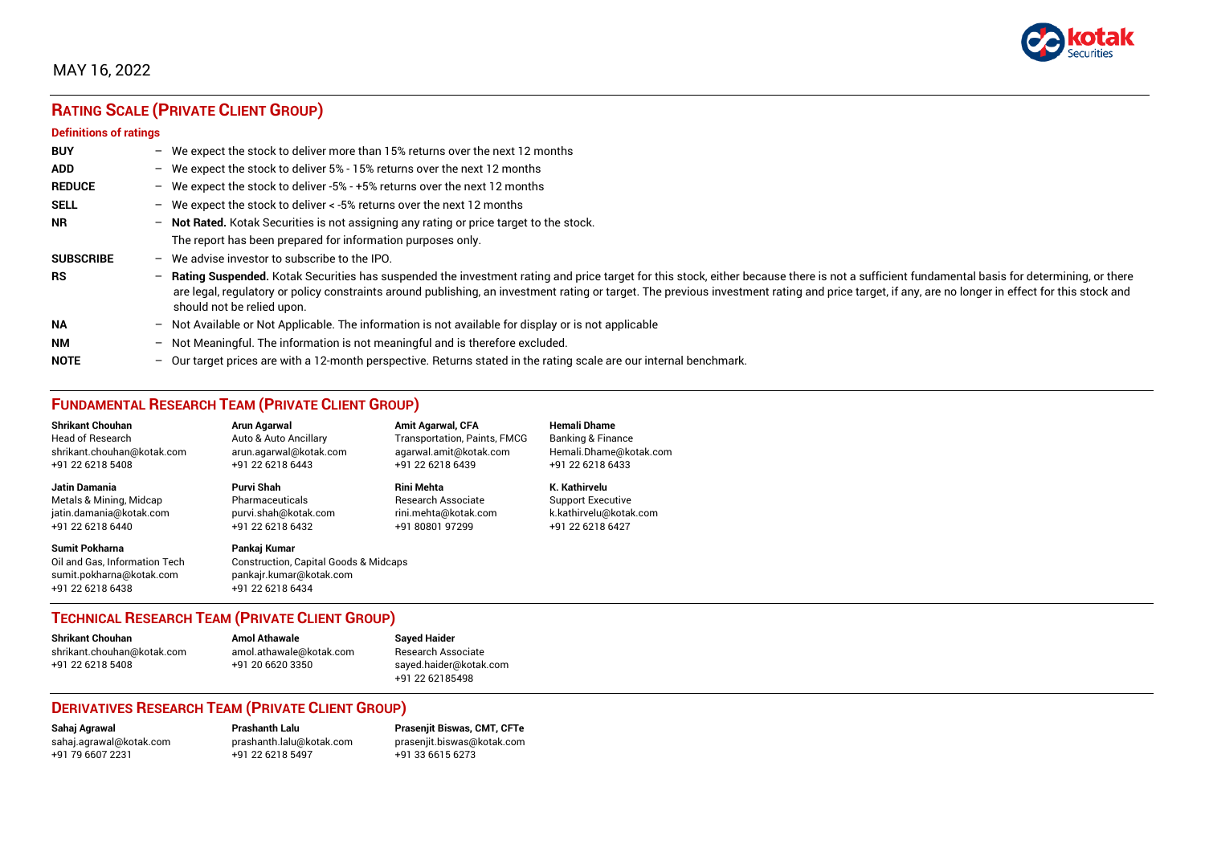MAY 16, 2022

## RATING SCALE (PRIVATE CLIENT GROUP)

**Definitions of ratings**

| | | |
|---|---|---|
| **BUY** | – | We expect the stock to deliver more than 15% returns over the next 12 months |
| **ADD** | – | We expect the stock to deliver 5% - 15% returns over the next 12 months |
| **REDUCE** | – | We expect the stock to deliver -5% - +5% returns over the next 12 months |
| **SELL** | – | We expect the stock to deliver < -5% returns over the next 12 months |
| **NR** | – | **Not Rated.** Kotak Securities is not assigning any rating or price target to the stock. The report has been prepared for information purposes only. |
| **SUBSCRIBE** | – | We advise investor to subscribe to the IPO. |
| **RS** | – | **Rating Suspended.** Kotak Securities has suspended the investment rating and price target for this stock, either because there is not a sufficient fundamental basis for determining, or there are legal, regulatory or policy constraints around publishing, an investment rating or target. The previous investment rating and price target, if any, are no longer in effect for this stock and should not be relied upon. |
| **NA** | – | Not Available or Not Applicable. The information is not available for display or is not applicable |
| **NM** | – | Not Meaningful. The information is not meaningful and is therefore excluded. |
| **NOTE** | – | Our target prices are with a 12-month perspective. Returns stated in the rating scale are our internal benchmark. |

## FUNDAMENTAL RESEARCH TEAM (PRIVATE CLIENT GROUP)

**Shrikant Chouhan**
Head of Research
shrikant.chouhan@kotak.com
+91 22 6218 5408

**Arun Agarwal**
Auto & Auto Ancillary
arun.agarwal@kotak.com
+91 22 6218 6443

**Amit Agarwal, CFA**
Transportation, Paints, FMCG
agarwal.amit@kotak.com
+91 22 6218 6439

**Hemali Dhame**
Banking & Finance
Hemali.Dhame@kotak.com
+91 22 6218 6433

**Jatin Damania**
Metals & Mining, Midcap
jatin.damania@kotak.com
+91 22 6218 6440

**Purvi Shah**
Pharmaceuticals
purvi.shah@kotak.com
+91 22 6218 6432

**Rini Mehta**
Research Associate
rini.mehta@kotak.com
+91 80801 97299

**K. Kathirvelu**
Support Executive
k.kathirvelu@kotak.com
+91 22 6218 6427

**Sumit Pokharna**
Oil and Gas, Information Tech
sumit.pokharna@kotak.com
+91 22 6218 6438

**Pankaj Kumar**
Construction, Capital Goods & Midcaps
pankajr.kumar@kotak.com
+91 22 6218 6434

## TECHNICAL RESEARCH TEAM (PRIVATE CLIENT GROUP)

**Shrikant Chouhan**
shrikant.chouhan@kotak.com
+91 22 6218 5408

**Amol Athawale**
amol.athawale@kotak.com
+91 20 6620 3350

**Sayed Haider**
Research Associate
sayed.haider@kotak.com
+91 22 62185498

## DERIVATIVES RESEARCH TEAM (PRIVATE CLIENT GROUP)

**Sahaj Agrawal**
sahaj.agrawal@kotak.com
+91 79 6607 2231

**Prashanth Lalu**
prashanth.lalu@kotak.com
+91 22 6218 5497

**Prasenjit Biswas, CMT, CFTe**
prasenjit.biswas@kotak.com
+91 33 6615 6273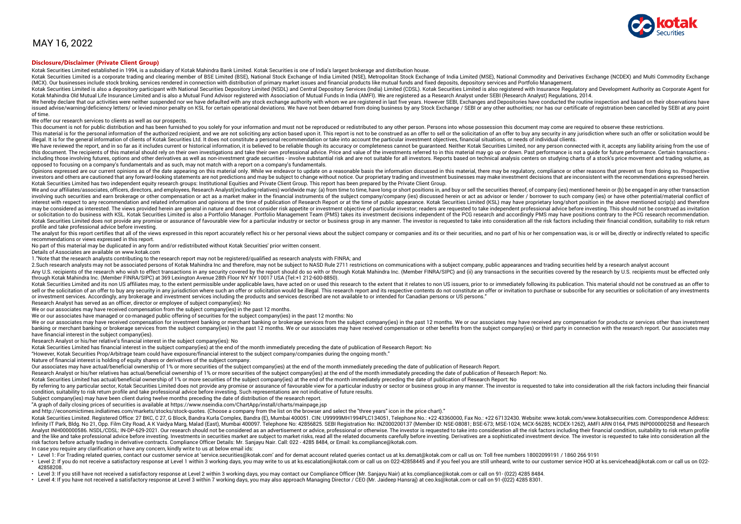MAY 16, 2022

### Disclosure/Disclaimer (Private Client Group)

Kotak Securities Limited established in 1994, is a subsidiary of Kotak Mahindra Bank Limited. Kotak Securities is one of India's largest brokerage and distribution house.

Kotak Securities Limited is a corporate trading and clearing member of BSE Limited (BSE), National Stock Exchange of India Limited (NSE), Metropolitan Stock Exchange of India Limited (MSE), National Commodity and Derivatives Exchange (NCDEX) and Multi Commodity Exchange (MCX). Our businesses include stock broking, services rendered in connection with distribution of primary market issues and financial products like mutual funds and fixed deposits, depository services and Portfolio Management.

Kotak Securities Limited is also a depository participant with National Securities Depository Limited (NSDL) and Central Depository Services (India) Limited (CDSL). Kotak Securities Limited is also registered with Insurance Regulatory and Development Authority as Corporate Agent for Kotak Mahindra Old Mutual Life Insurance Limited and is also a Mutual Fund Advisor registered with Association of Mutual Funds in India (AMFI). We are registered as a Research Analyst under SEBI (Research Analyst) Regulations, 2014.

We hereby declare that our activities were neither suspended nor we have defaulted with any stock exchange authority with whom we are registered in last five years. However SEBI, Exchanges and Depositories have conducted the routine inspection and based on their observations have issued advise/warning/deficiency letters/ or levied minor penalty on KSL for certain operational deviations. We have not been debarred from doing business by any Stock Exchange / SEBI or any other authorities; nor has our certificate of registration been cancelled by SEBI at any point of time.

We offer our research services to clients as well as our prospects.

This document is not for public distribution and has been furnished to you solely for your information and must not be reproduced or redistributed to any other person. Persons into whose possession this document may come are required to observe these restrictions.

This material is for the personal information of the authorized recipient, and we are not soliciting any action based upon it. This report is not to be construed as an offer to sell or the solicitation of an offer to buy any security in any jurisdiction where such an offer or solicitation would be illegal. It is for the general information of clients of Kotak Securities Ltd. It does not constitute a personal recommendation or take into account the particular investment objectives, financial situations, or needs of individual clients.

We have reviewed the report, and in so far as it includes current or historical information, it is believed to be reliable though its accuracy or completeness cannot be guaranteed. Neither Kotak Securities Limited, nor any person connected with it, accepts any liability arising from the use of this document. The recipients of this material should rely on their own investigations and take their own professional advice. Price and value of the investments referred to in this material may go up or down. Past performance is not a guide for future performance. Certain transactions - including those involving futures, options and other derivatives as well as non-investment grade securities - involve substantial risk and are not suitable for all investors. Reports based on technical analysis centers on studying charts of a stock's price movement and trading volume, as opposed to focusing on a company's fundamentals and as such, may not match with a report on a company's fundamentals.

Opinions expressed are our current opinions as of the date appearing on this material only. While we endeavor to update on a reasonable basis the information discussed in this material, there may be regulatory, compliance or other reasons that prevent us from doing so. Prospective investors and others are cautioned that any forward-looking statements are not predictions and may be subject to change without notice. Our proprietary trading and investment businesses may make investment decisions that are inconsistent with the recommendations expressed herein. Kotak Securities Limited has two independent equity research groups: Institutional Equities and Private Client Group. This report has been prepared by the Private Client Group.

We and our affiliates/associates, officers, directors, and employees, Research Analyst(including relatives) worldwide may: (a) from time to time, have long or short positions in, and buy or sell the securities thereof, of company (ies) mentioned herein or (b) be engaged in any other transaction involving such securities and earn brokerage or other compensation or act as a market maker in the financial instruments of the subject company/company (ies) discussed herein or act as advisor or lender / borrower to such company (ies) or have other potential/material conflict of interest with respect to any recommendation and related information and opinions at the time of publication of Research Report or at the time of public appearance. Kotak Securities Limited (KSL) may have proprietary long/short position in the above mentioned scrip(s) and therefore may be considered as interested. The views provided herein are general in nature and does not consider risk appetite or investment objective of particular investor; readers are requested to take independent professional advice before investing. This should not be construed as invitation or solicitation to do business with KSL. Kotak Securities Limited is also a Portfolio Manager. Portfolio Management Team (PMS) takes its investment decisions independent of the PCG research and accordingly PMS may have positions contrary to the PCG research recommendation. Kotak Securities Limited does not provide any promise or assurance of favourable view for a particular industry or sector or business group in any manner. The investor is requested to take into consideration all the risk factors including their financial condition, suitability to risk return profile and take professional advice before investing.

The analyst for this report certifies that all of the views expressed in this report accurately reflect his or her personal views about the subject company or companies and its or their securities, and no part of his or her compensation was, is or will be, directly or indirectly related to specific recommendations or views expressed in this report.

No part of this material may be duplicated in any form and/or redistributed without Kotak Securities' prior written consent.

Details of Associates are available on www.kotak.com

1."Note that the research analysts contributing to the research report may not be registered/qualified as research analysts with FINRA; and

2.Such research analysts may not be associated persons of Kotak Mahindra Inc and therefore, may not be subject to NASD Rule 2711 restrictions on communications with a subject company, public appearances and trading securities held by a research analyst account

Any U.S. recipients of the research who wish to effect transactions in any security covered by the report should do so with or through Kotak Mahindra Inc. (Member FINRA/SIPC) and (ii) any transactions in the securities covered by the research by U.S. recipients must be effected only through Kotak Mahindra Inc. (Member FINRA/SIPC) at 369 Lexington Avenue 28th Floor NY NY 10017 USA (Tel:+1 212-600-8850).

Kotak Securities Limited and its non US affiliates may, to the extent permissible under applicable laws, have acted on or used this research to the extent that it relates to non US issuers, prior to or immediately following its publication. This material should not be construed as an offer to sell or the solicitation of an offer to buy any security in any jurisdiction where such an offer or solicitation would be illegal. This research report and its respective contents do not constitute an offer or invitation to purchase or subscribe for any securities or solicitation of any investments or investment services. Accordingly, any brokerage and investment services including the products and services described are not available to or intended for Canadian persons or US persons."

Research Analyst has served as an officer, director or employee of subject company(ies): No

We or our associates may have received compensation from the subject company(ies) in the past 12 months.

We or our associates have managed or co-managed public offering of securities for the subject company(ies) in the past 12 months: No

We or our associates may have received compensation for investment banking or merchant banking or brokerage services from the subject company(ies) in the past 12 months. We or our associates may have received any compensation for products or services other than investment banking or merchant banking or brokerage services from the subject company(ies) in the past 12 months. We or our associates may have received compensation or other benefits from the subject company(ies) or third party in connection with the research report. Our associates may have financial interest in the subject company(ies).

Research Analyst or his/her relative's financial interest in the subject company(ies): No

Kotak Securities Limited has financial interest in the subject company(ies) at the end of the month immediately preceding the date of publication of Research Report: No

"However, Kotak Securities Prop/Arbitrage team could have exposure/financial interest to the subject company/companies during the ongoing month."

Nature of financial interest is holding of equity shares or derivatives of the subject company.

Our associates may have actual/beneficial ownership of 1% or more securities of the subject company(ies) at the end of the month immediately preceding the date of publication of Research Report.

Research Analyst or his/her relatives has actual/beneficial ownership of 1% or more securities of the subject company(ies) at the end of the month immediately preceding the date of publication of Research Report: No.

Kotak Securities Limited has actual/beneficial ownership of 1% or more securities of the subject company(ies) at the end of the month immediately preceding the date of publication of Research Report: No

By referring to any particular sector, Kotak Securities Limited does not provide any promise or assurance of favourable view for a particular industry or sector or business group in any manner. The investor is requested to take into consideration all the risk factors including their financial condition, suitability to risk return profile and take professional advice before investing. Such representations are not indicative of future results.

Subject company(ies) may have been client during twelve months preceding the date of distribution of the research report.

"A graph of daily closing prices of securities is available at https://www.nseindia.com/ChartApp/install/charts/mainpage.jsp

and http://economictimes.indiatimes.com/markets/stocks/stock-quotes. (Choose a company from the list on the browser and select the "three years" icon in the price chart)."

Kotak Securities Limited. Registered Office: 27 BKC, C 27, G Block, Bandra Kurla Complex, Bandra (E), Mumbai 400051. CIN: U99999MH1994PLC134051, Telephone No.: +22 43360000, Fax No.: +22 67132430. Website: www.kotak.com/www.kotaksecurities.com. Correspondence Address: Infinity IT Park, Bldg. No 21, Opp. Film City Road, A K Vaidya Marg, Malad (East), Mumbai 400097. Telephone No: 42856825. SEBI Registration No: INZ000200137 (Member ID: NSE-08081; BSE-673; MSE-1024; MCX-56285; NCDEX-1262), AMFI ARN 0164, PMS INP000000258 and Research Analyst INH000000586. NSDL/CDSL: IN-DP-629-2021. Our research should not be considered as an advertisement or advice, professional or otherwise. The investor is requested to take into consideration all the risk factors including their financial condition, suitability to risk return profile and the like and take professional advice before investing. Investments in securities market are subject to market risks, read all the related documents carefully before investing. Derivatives are a sophisticated investment device. The investor is requested to take into consideration all the risk factors before actually trading in derivative contracts. Compliance Officer Details: Mr. Sanjayu Nair. Call: 022 - 4285 8484, or Email: ks.compliance@kotak.com.

In case you require any clarification or have any concern, kindly write to us at below email ids:

- Level 1: For Trading related queries, contact our customer service at 'service.securities@kotak.com' and for demat account related queries contact us at ks.demat@kotak.com or call us on: Toll free numbers 18002099191 / 1860 266 9191
- Level 2: If you do not receive a satisfactory response at Level 1 within 3 working days, you may write to us at ks.escalation@kotak.com or call us on 022-42858445 and if you feel you are still unheard, write to our customer service HOD at ks.servicehead@kotak.com or call us on 022-42858208.
- Level 3: If you still have not received a satisfactory response at Level 2 within 3 working days, you may contact our Compliance Officer (Mr. Sanjayu Nair) at ks.compliance@kotak.com or call on 91- (022) 4285 8484.
- Level 4: If you have not received a satisfactory response at Level 3 within 7 working days, you may also approach Managing Director / CEO (Mr. Jaideep Hansraj) at ceo.ks@kotak.com or call on 91-(022) 4285 8301.